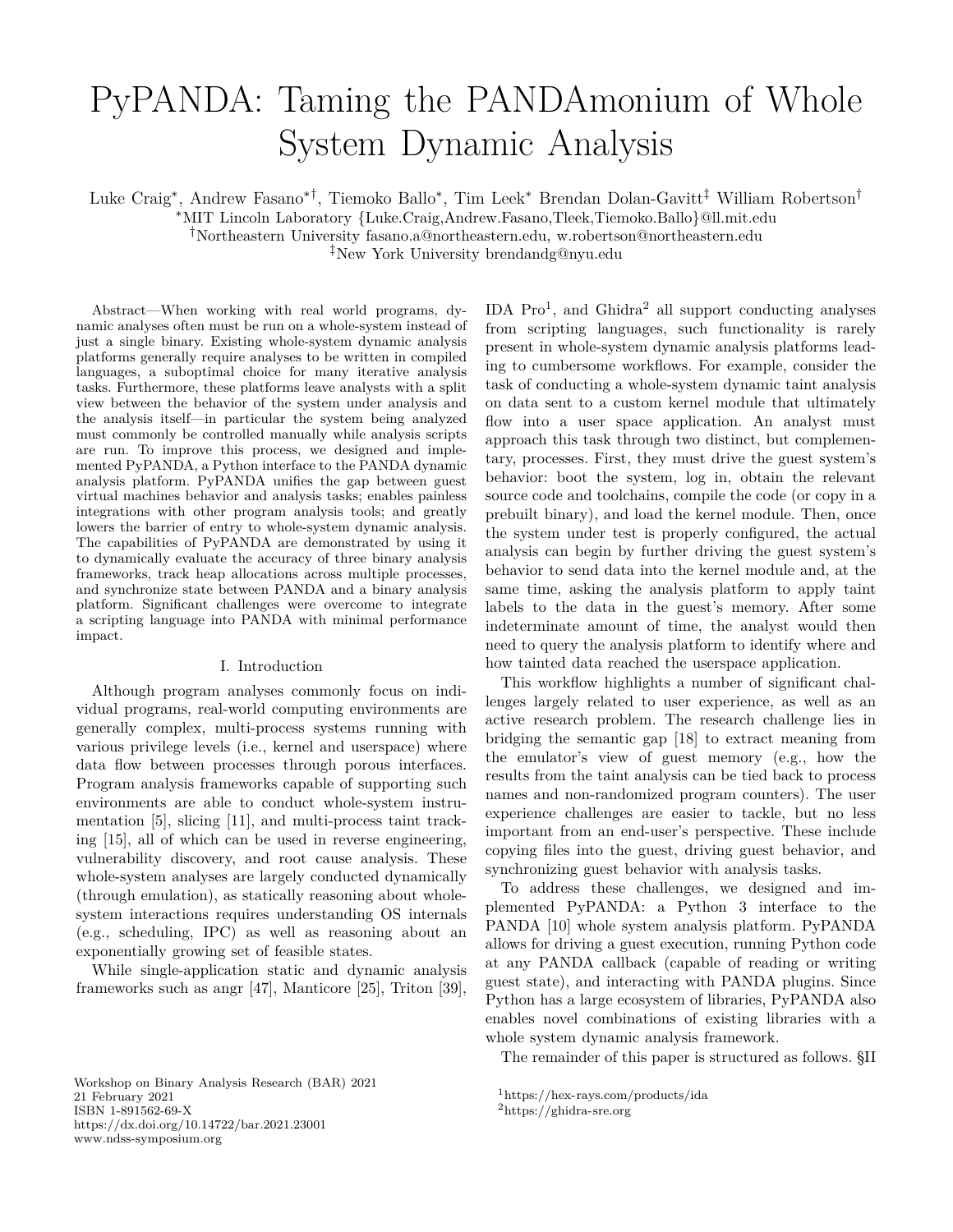# PyPANDA: Taming the PANDAmonium of Whole System Dynamic Analysis

Luke Craig[*], Andrew Fasano[*†], Tiemoko Ballo[*], Tim Leek[*] Brendan Dolan-Gavitt[‡] William Robertson[†]

[*]MIT Lincoln Laboratory {Luke.Craig,Andrew.Fasano,Tleek,Tiemoko.Ballo}@ll.mit.edu

[†]Northeastern University fasano.a@northeastern.edu, w.robertson@northeastern.edu

[‡]New York University brendandg@nyu.edu

*Abstract*—When working with real world programs, dynamic analyses often must be run on a whole-system instead of just a single binary. Existing whole-system dynamic analysis platforms generally require analyses to be written in compiled languages, a suboptimal choice for many iterative analysis tasks. Furthermore, these platforms leave analysts with a split view between the behavior of the system under analysis and the analysis itself—in particular the system being analyzed must commonly be controlled manually while analysis scripts are run. To improve this process, we designed and implemented PyPANDA, a Python interface to the PANDA dynamic analysis platform. PyPANDA unifies the gap between guest virtual machines behavior and analysis tasks; enables painless integrations with other program analysis tools; and greatly lowers the barrier of entry to whole-system dynamic analysis. The capabilities of PyPANDA are demonstrated by using it to dynamically evaluate the accuracy of three binary analysis frameworks, track heap allocations across multiple processes, and synchronize state between PANDA and a binary analysis platform. Significant challenges were overcome to integrate a scripting language into PANDA with minimal performance impact.

## I. Introduction

Although program analyses commonly focus on individual programs, real-world computing environments are generally complex, multi-process systems running with various privilege levels (i.e., kernel and userspace) where data flow between processes through porous interfaces. Program analysis frameworks capable of supporting such environments are able to conduct whole-system instrumentation [5], slicing [11], and multi-process taint tracking [15], all of which can be used in reverse engineering, vulnerability discovery, and root cause analysis. These whole-system analyses are largely conducted dynamically (through emulation), as statically reasoning about whole-system interactions requires understanding OS internals (e.g., scheduling, IPC) as well as reasoning about an exponentially growing set of feasible states.

While single-application static and dynamic analysis frameworks such as angr [47], Manticore [25], Triton [39], IDA Pro[1], and Ghidra[2] all support conducting analyses from scripting languages, such functionality is rarely present in whole-system dynamic analysis platforms leading to cumbersome workflows. For example, consider the task of conducting a whole-system dynamic taint analysis on data sent to a custom kernel module that ultimately flow into a user space application. An analyst must approach this task through two distinct, but complementary, processes. First, they must drive the guest system's behavior: boot the system, log in, obtain the relevant source code and toolchains, compile the code (or copy in a prebuilt binary), and load the kernel module. Then, once the system under test is properly configured, the actual analysis can begin by further driving the guest system's behavior to send data into the kernel module and, at the same time, asking the analysis platform to apply taint labels to the data in the guest's memory. After some indeterminate amount of time, the analyst would then need to query the analysis platform to identify where and how tainted data reached the userspace application.

This workflow highlights a number of significant challenges largely related to user experience, as well as an active research problem. The research challenge lies in bridging the semantic gap [18] to extract meaning from the emulator's view of guest memory (e.g., how the results from the taint analysis can be tied back to process names and non-randomized program counters). The user experience challenges are easier to tackle, but no less important from an end-user's perspective. These include copying files into the guest, driving guest behavior, and synchronizing guest behavior with analysis tasks.

To address these challenges, we designed and implemented PyPANDA: a Python 3 interface to the PANDA [10] whole system analysis platform. PyPANDA allows for driving a guest execution, running Python code at any PANDA callback (capable of reading or writing guest state), and interacting with PANDA plugins. Since Python has a large ecosystem of libraries, PyPANDA also enables novel combinations of existing libraries with a whole system dynamic analysis framework.

The remainder of this paper is structured as follows. §II

[1]https://hex-rays.com/products/ida

[2]https://ghidra-sre.org

Workshop on Binary Analysis Research (BAR) 2021
21 February 2021
ISBN 1-891562-69-X
https://dx.doi.org/10.14722/bar.2021.23001
www.ndss-symposium.org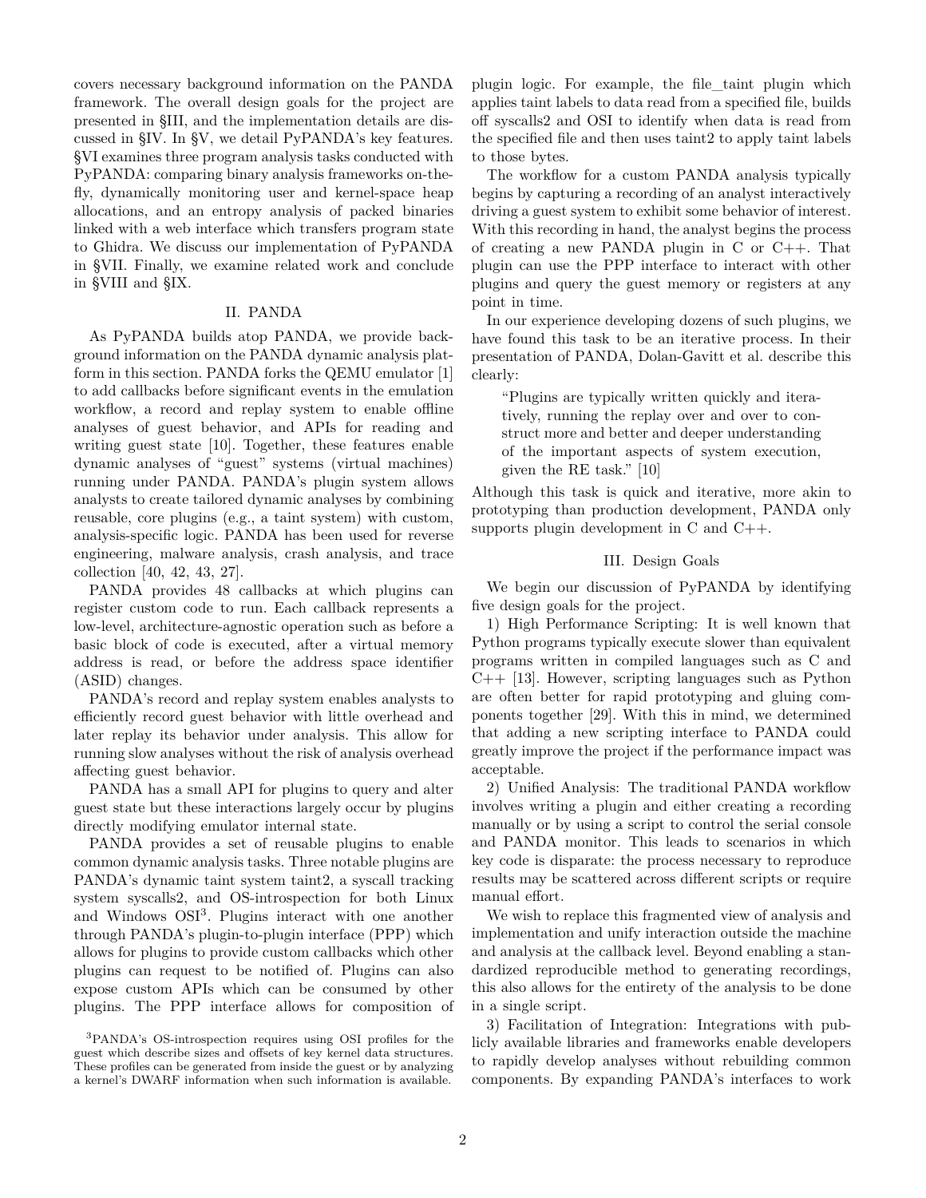covers necessary background information on the PANDA framework. The overall design goals for the project are presented in §III, and the implementation details are discussed in §IV. In §V, we detail PyPANDA's key features. §VI examines three program analysis tasks conducted with PyPANDA: comparing binary analysis frameworks on-the-fly, dynamically monitoring user and kernel-space heap allocations, and an entropy analysis of packed binaries linked with a web interface which transfers program state to Ghidra. We discuss our implementation of PyPANDA in §VII. Finally, we examine related work and conclude in §VIII and §IX.

## II. PANDA

As PyPANDA builds atop PANDA, we provide background information on the PANDA dynamic analysis platform in this section. PANDA forks the QEMU emulator [1] to add callbacks before significant events in the emulation workflow, a record and replay system to enable offline analyses of guest behavior, and APIs for reading and writing guest state [10]. Together, these features enable dynamic analyses of "guest" systems (virtual machines) running under PANDA. PANDA's plugin system allows analysts to create tailored dynamic analyses by combining reusable, core plugins (e.g., a taint system) with custom, analysis-specific logic. PANDA has been used for reverse engineering, malware analysis, crash analysis, and trace collection [40, 42, 43, 27].

PANDA provides 48 callbacks at which plugins can register custom code to run. Each callback represents a low-level, architecture-agnostic operation such as before a basic block of code is executed, after a virtual memory address is read, or before the address space identifier (ASID) changes.

PANDA's record and replay system enables analysts to efficiently record guest behavior with little overhead and later replay its behavior under analysis. This allow for running slow analyses without the risk of analysis overhead affecting guest behavior.

PANDA has a small API for plugins to query and alter guest state but these interactions largely occur by plugins directly modifying emulator internal state.

PANDA provides a set of reusable plugins to enable common dynamic analysis tasks. Three notable plugins are PANDA's dynamic taint system taint2, a syscall tracking system syscalls2, and OS-introspection for both Linux and Windows OSI[3]. Plugins interact with one another through PANDA's plugin-to-plugin interface (PPP) which allows for plugins to provide custom callbacks which other plugins can request to be notified of. Plugins can also expose custom APIs which can be consumed by other plugins. The PPP interface allows for composition of plugin logic. For example, the file_taint plugin which applies taint labels to data read from a specified file, builds off syscalls2 and OSI to identify when data is read from the specified file and then uses taint2 to apply taint labels to those bytes.

The workflow for a custom PANDA analysis typically begins by capturing a recording of an analyst interactively driving a guest system to exhibit some behavior of interest. With this recording in hand, the analyst begins the process of creating a new PANDA plugin in C or C++. That plugin can use the PPP interface to interact with other plugins and query the guest memory or registers at any point in time.

In our experience developing dozens of such plugins, we have found this task to be an iterative process. In their presentation of PANDA, Dolan-Gavitt et al. describe this clearly:

> "Plugins are typically written quickly and iteratively, running the replay over and over to construct more and better and deeper understanding of the important aspects of system execution, given the RE task." [10]

Although this task is quick and iterative, more akin to prototyping than production development, PANDA only supports plugin development in C and C++.

## III. Design Goals

We begin our discussion of PyPANDA by identifying five design goals for the project.

1) High Performance Scripting: It is well known that Python programs typically execute slower than equivalent programs written in compiled languages such as C and C++ [13]. However, scripting languages such as Python are often better for rapid prototyping and gluing components together [29]. With this in mind, we determined that adding a new scripting interface to PANDA could greatly improve the project if the performance impact was acceptable.

2) Unified Analysis: The traditional PANDA workflow involves writing a plugin and either creating a recording manually or by using a script to control the serial console and PANDA monitor. This leads to scenarios in which key code is disparate: the process necessary to reproduce results may be scattered across different scripts or require manual effort.

We wish to replace this fragmented view of analysis and implementation and unify interaction outside the machine and analysis at the callback level. Beyond enabling a standardized reproducible method to generating recordings, this also allows for the entirety of the analysis to be done in a single script.

3) Facilitation of Integration: Integrations with publicly available libraries and frameworks enable developers to rapidly develop analyses without rebuilding common components. By expanding PANDA's interfaces to work

[3]PANDA's OS-introspection requires using OSI profiles for the guest which describe sizes and offsets of key kernel data structures. These profiles can be generated from inside the guest or by analyzing a kernel's DWARF information when such information is available.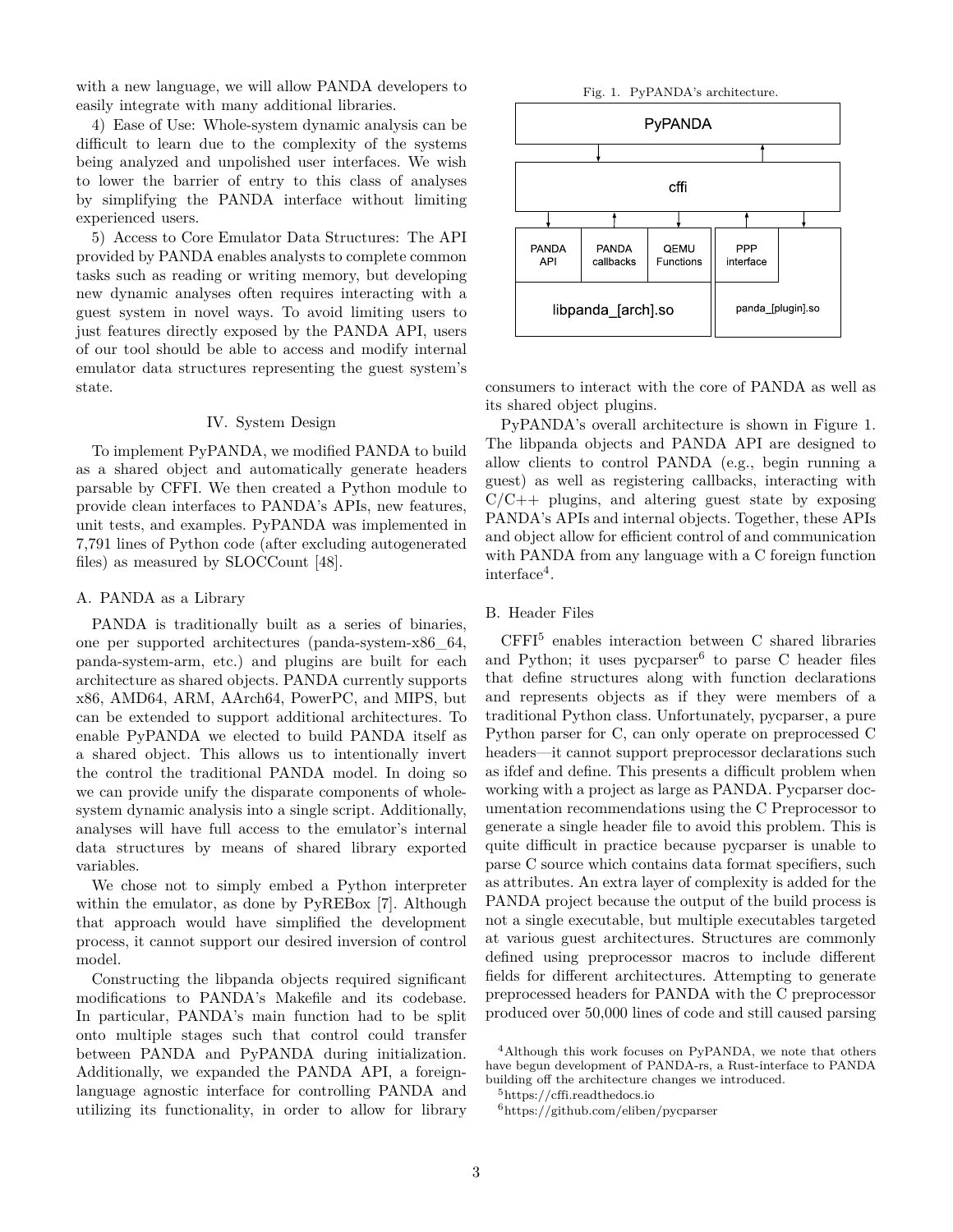with a new language, we will allow PANDA developers to easily integrate with many additional libraries.

4) Ease of Use: Whole-system dynamic analysis can be difficult to learn due to the complexity of the systems being analyzed and unpolished user interfaces. We wish to lower the barrier of entry to this class of analyses by simplifying the PANDA interface without limiting experienced users.

5) Access to Core Emulator Data Structures: The API provided by PANDA enables analysts to complete common tasks such as reading or writing memory, but developing new dynamic analyses often requires interacting with a guest system in novel ways. To avoid limiting users to just features directly exposed by the PANDA API, users of our tool should be able to access and modify internal emulator data structures representing the guest system's state.

## IV. System Design

To implement PyPANDA, we modified PANDA to build as a shared object and automatically generate headers parsable by CFFI. We then created a Python module to provide clean interfaces to PANDA's APIs, new features, unit tests, and examples. PyPANDA was implemented in 7,791 lines of Python code (after excluding autogenerated files) as measured by SLOCCount [48].

### A. PANDA as a Library

PANDA is traditionally built as a series of binaries, one per supported architectures (panda-system-x86_64, panda-system-arm, etc.) and plugins are built for each architecture as shared objects. PANDA currently supports x86, AMD64, ARM, AArch64, PowerPC, and MIPS, but can be extended to support additional architectures. To enable PyPANDA we elected to build PANDA itself as a shared object. This allows us to intentionally invert the control the traditional PANDA model. In doing so we can provide unify the disparate components of whole-system dynamic analysis into a single script. Additionally, analyses will have full access to the emulator's internal data structures by means of shared library exported variables.

We chose not to simply embed a Python interpreter within the emulator, as done by PyREBox [7]. Although that approach would have simplified the development process, it cannot support our desired inversion of control model.

Constructing the libpanda objects required significant modifications to PANDA's Makefile and its codebase. In particular, PANDA's main function had to be split onto multiple stages such that control could transfer between PANDA and PyPANDA during initialization. Additionally, we expanded the PANDA API, a foreign-language agnostic interface for controlling PANDA and utilizing its functionality, in order to allow for library consumers to interact with the core of PANDA as well as its shared object plugins.

Fig. 1. PyPANDA's architecture.

PyPANDA's overall architecture is shown in Figure 1. The libpanda objects and PANDA API are designed to allow clients to control PANDA (e.g., begin running a guest) as well as registering callbacks, interacting with C/C++ plugins, and altering guest state by exposing PANDA's APIs and internal objects. Together, these APIs and object allow for efficient control of and communication with PANDA from any language with a C foreign function interface[4].

### B. Header Files

CFFI[5] enables interaction between C shared libraries and Python; it uses pycparser[6] to parse C header files that define structures along with function declarations and represents objects as if they were members of a traditional Python class. Unfortunately, pycparser, a pure Python parser for C, can only operate on preprocessed C headers—it cannot support preprocessor declarations such as ifdef and define. This presents a difficult problem when working with a project as large as PANDA. Pycparser documentation recommendations using the C Preprocessor to generate a single header file to avoid this problem. This is quite difficult in practice because pycparser is unable to parse C source which contains data format specifiers, such as attributes. An extra layer of complexity is added for the PANDA project because the output of the build process is not a single executable, but multiple executables targeted at various guest architectures. Structures are commonly defined using preprocessor macros to include different fields for different architectures. Attempting to generate preprocessed headers for PANDA with the C preprocessor produced over 50,000 lines of code and still caused parsing

[4] Although this work focuses on PyPANDA, we note that others have begun development of PANDA-rs, a Rust-interface to PANDA building off the architecture changes we introduced.

[5] https://cffi.readthedocs.io

[6] https://github.com/eliben/pycparser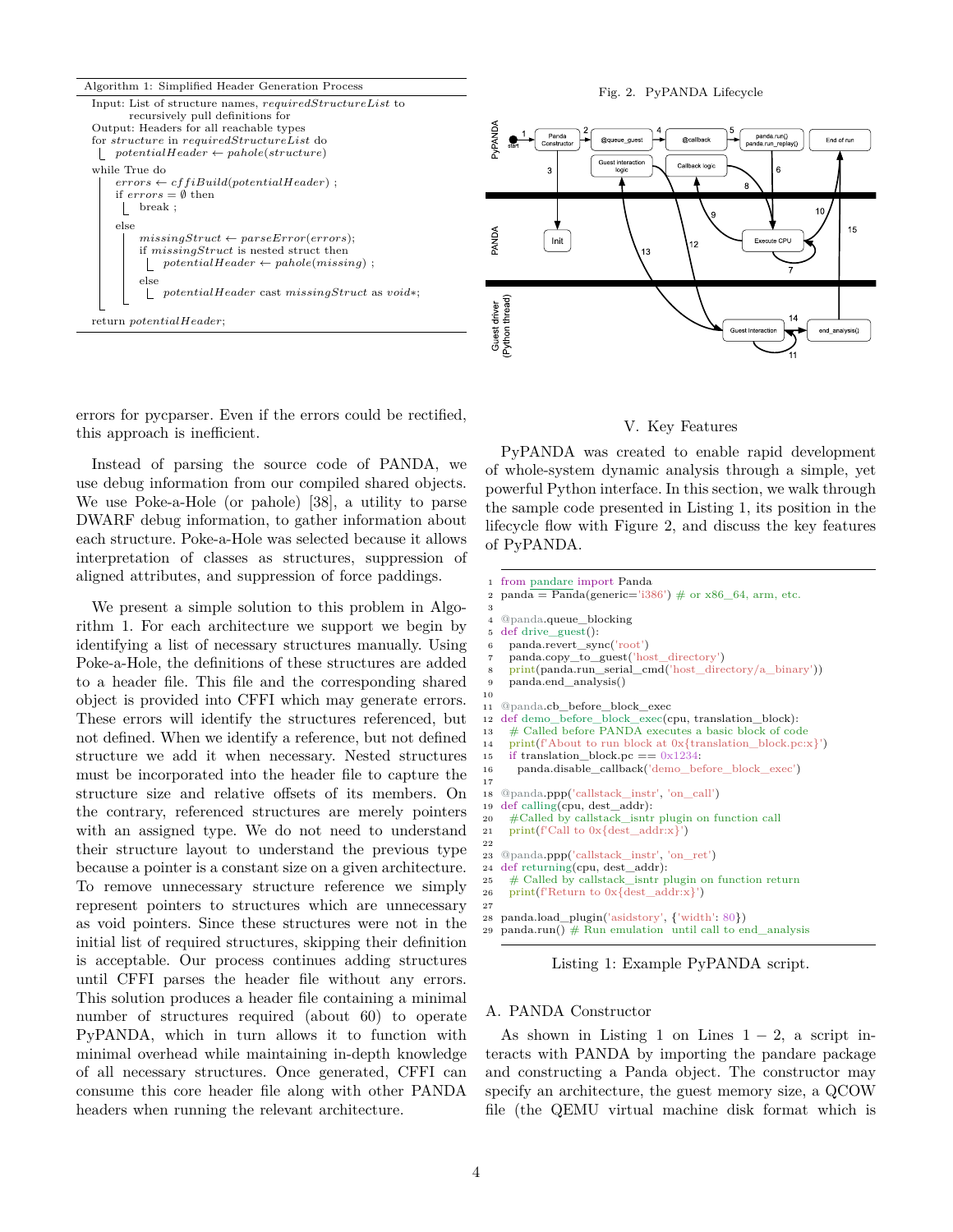Algorithm 1: Simplified Header Generation Process

```
Input: List of structure names, requiredStructureList to
       recursively pull definitions for
Output: Headers for all reachable types
for structure in requiredStructureList do
    potentialHeader ← pahole(structure)

while True do
    errors ← cffiBuild(potentialHeader) ;
    if errors = ∅ then
        break ;
    else
        missingStruct ← parseError(errors);
        if missingStruct is nested struct then
            potentialHeader ← pahole(missing) ;
        else
            potentialHeader cast missingStruct as void*;

return potentialHeader;
```

errors for pycparser. Even if the errors could be rectified, this approach is inefficient.

Instead of parsing the source code of PANDA, we use debug information from our compiled shared objects. We use Poke-a-Hole (or pahole) [38], a utility to parse DWARF debug information, to gather information about each structure. Poke-a-Hole was selected because it allows interpretation of classes as structures, suppression of aligned attributes, and suppression of force paddings.

We present a simple solution to this problem in Algorithm 1. For each architecture we support we begin by identifying a list of necessary structures manually. Using Poke-a-Hole, the definitions of these structures are added to a header file. This file and the corresponding shared object is provided into CFFI which may generate errors. These errors will identify the structures referenced, but not defined. When we identify a reference, but not defined structure we add it when necessary. Nested structures must be incorporated into the header file to capture the structure size and relative offsets of its members. On the contrary, referenced structures are merely pointers with an assigned type. We do not need to understand their structure layout to understand the previous type because a pointer is a constant size on a given architecture. To remove unnecessary structure reference we simply represent pointers to structures which are unnecessary as void pointers. Since these structures were not in the initial list of required structures, skipping their definition is acceptable. Our process continues adding structures until CFFI parses the header file without any errors. This solution produces a header file containing a minimal number of structures required (about 60) to operate PyPANDA, which in turn allows it to function with minimal overhead while maintaining in-depth knowledge of all necessary structures. Once generated, CFFI can consume this core header file along with other PANDA headers when running the relevant architecture.

Fig. 2. PyPANDA Lifecycle

## V. Key Features

PyPANDA was created to enable rapid development of whole-system dynamic analysis through a simple, yet powerful Python interface. In this section, we walk through the sample code presented in Listing 1, its position in the lifecycle flow with Figure 2, and discuss the key features of PyPANDA.

```python
from pandare import Panda
panda = Panda(generic='i386') # or x86_64, arm, etc.

@panda.queue_blocking
def drive_guest():
  panda.revert_sync('root')
  panda.copy_to_guest('host_directory')
  print(panda.run_serial_cmd('host_directory/a_binary'))
  panda.end_analysis()

@panda.cb_before_block_exec
def demo_before_block_exec(cpu, translation_block):
  # Called before PANDA executes a basic block of code
  print(f'About to run block at 0x{translation_block.pc:x}')
  if translation_block.pc == 0x1234:
    panda.disable_callback('demo_before_block_exec')

@panda.ppp('callstack_instr', 'on_call')
def calling(cpu, dest_addr):
  #Called by callstack_isntr plugin on function call
  print(f'Call to 0x{dest_addr:x}')

@panda.ppp('callstack_instr', 'on_ret')
def returning(cpu, dest_addr):
  # Called by callstack_isntr plugin on function return
  print(f'Return to 0x{dest_addr:x}')

panda.load_plugin('asidstory', {'width': 80})
panda.run() # Run emulation  until call to end_analysis
```

Listing 1: Example PyPANDA script.

### A. PANDA Constructor

As shown in Listing 1 on Lines 1 – 2, a script interacts with PANDA by importing the pandare package and constructing a Panda object. The constructor may specify an architecture, the guest memory size, a QCOW file (the QEMU virtual machine disk format which is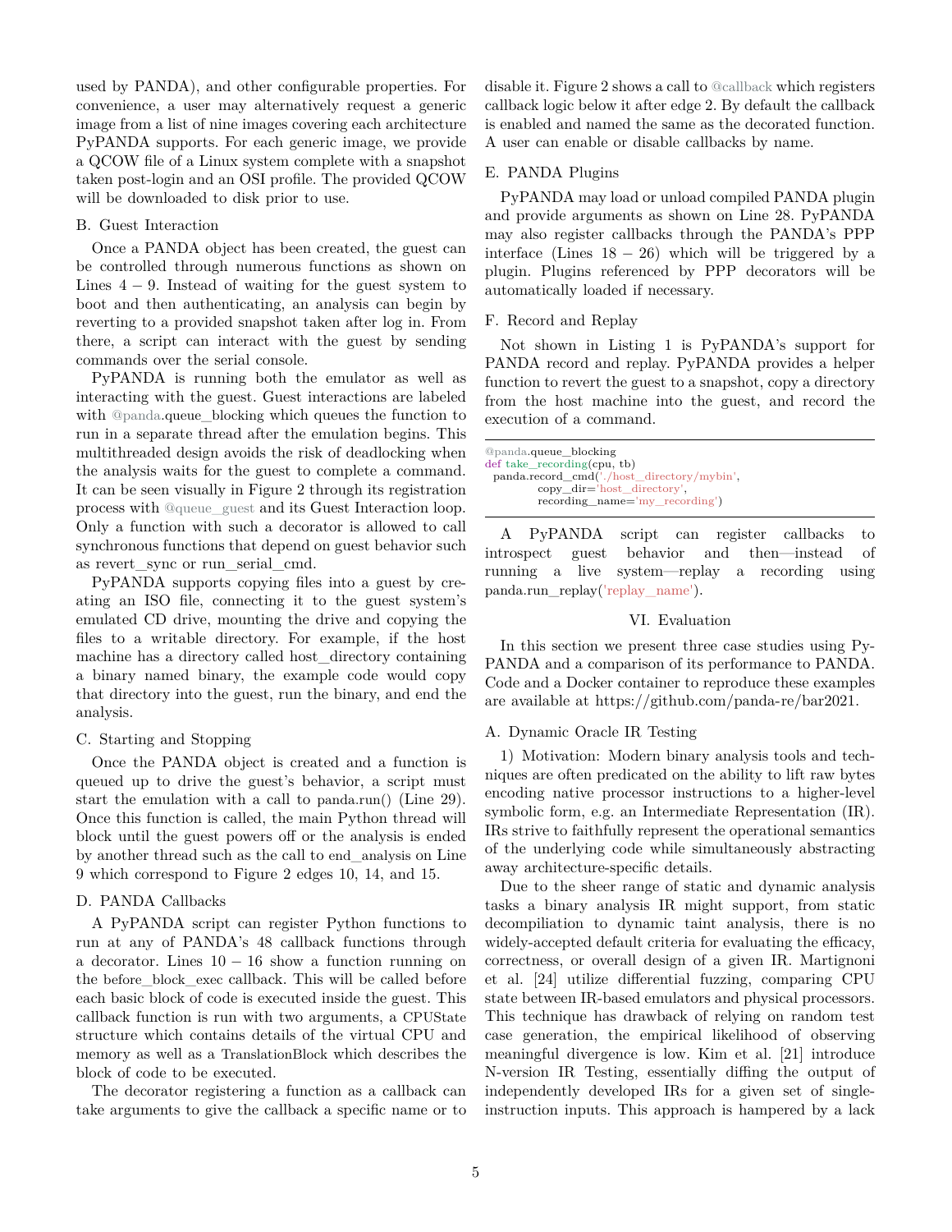used by PANDA), and other configurable properties. For convenience, a user may alternatively request a generic image from a list of nine images covering each architecture PyPANDA supports. For each generic image, we provide a QCOW file of a Linux system complete with a snapshot taken post-login and an OSI profile. The provided QCOW will be downloaded to disk prior to use.

### B. Guest Interaction

Once a PANDA object has been created, the guest can be controlled through numerous functions as shown on Lines $4-9$. Instead of waiting for the guest system to boot and then authenticating, an analysis can begin by reverting to a provided snapshot taken after log in. From there, a script can interact with the guest by sending commands over the serial console.

PyPANDA is running both the emulator as well as interacting with the guest. Guest interactions are labeled with @panda.queue_blocking which queues the function to run in a separate thread after the emulation begins. This multithreaded design avoids the risk of deadlocking when the analysis waits for the guest to complete a command. It can be seen visually in Figure 2 through its registration process with @queue_guest and its Guest Interaction loop. Only a function with such a decorator is allowed to call synchronous functions that depend on guest behavior such as revert_sync or run_serial_cmd.

PyPANDA supports copying files into a guest by creating an ISO file, connecting it to the guest system's emulated CD drive, mounting the drive and copying the files to a writable directory. For example, if the host machine has a directory called host_directory containing a binary named binary, the example code would copy that directory into the guest, run the binary, and end the analysis.

### C. Starting and Stopping

Once the PANDA object is created and a function is queued up to drive the guest's behavior, a script must start the emulation with a call to panda.run() (Line 29). Once this function is called, the main Python thread will block until the guest powers off or the analysis is ended by another thread such as the call to end_analysis on Line 9 which correspond to Figure 2 edges 10, 14, and 15.

### D. PANDA Callbacks

A PyPANDA script can register Python functions to run at any of PANDA's 48 callback functions through a decorator. Lines $10-16$ show a function running on the before_block_exec callback. This will be called before each basic block of code is executed inside the guest. This callback function is run with two arguments, a CPUState structure which contains details of the virtual CPU and memory as well as a TranslationBlock which describes the block of code to be executed.

The decorator registering a function as a callback can take arguments to give the callback a specific name or to disable it. Figure 2 shows a call to @callback which registers callback logic below it after edge 2. By default the callback is enabled and named the same as the decorated function. A user can enable or disable callbacks by name.

### E. PANDA Plugins

PyPANDA may load or unload compiled PANDA plugin and provide arguments as shown on Line 28. PyPANDA may also register callbacks through the PANDA's PPP interface (Lines $18-26$) which will be triggered by a plugin. Plugins referenced by PPP decorators will be automatically loaded if necessary.

### F. Record and Replay

Not shown in Listing 1 is PyPANDA's support for PANDA record and replay. PyPANDA provides a helper function to revert the guest to a snapshot, copy a directory from the host machine into the guest, and record the execution of a command.

```
@panda.queue_blocking
def take_recording(cpu, tb)
  panda.record_cmd('./host_directory/mybin',
           copy_dir='host_directory',
           recording_name='my_recording')
```

A PyPANDA script can register callbacks to introspect guest behavior and then—instead of running a live system—replay a recording using panda.run_replay('replay_name').

## VI. Evaluation

In this section we present three case studies using PyPANDA and a comparison of its performance to PANDA. Code and a Docker container to reproduce these examples are available at https://github.com/panda-re/bar2021.

### A. Dynamic Oracle IR Testing

1) Motivation: Modern binary analysis tools and techniques are often predicated on the ability to lift raw bytes encoding native processor instructions to a higher-level symbolic form, e.g. an Intermediate Representation (IR). IRs strive to faithfully represent the operational semantics of the underlying code while simultaneously abstracting away architecture-specific details.

Due to the sheer range of static and dynamic analysis tasks a binary analysis IR might support, from static decompilation to dynamic taint analysis, there is no widely-accepted default criteria for evaluating the efficacy, correctness, or overall design of a given IR. Martignoni et al. [24] utilize differential fuzzing, comparing CPU state between IR-based emulators and physical processors. This technique has drawback of relying on random test case generation, the empirical likelihood of observing meaningful divergence is low. Kim et al. [21] introduce N-version IR Testing, essentially diffing the output of independently developed IRs for a given set of single-instruction inputs. This approach is hampered by a lack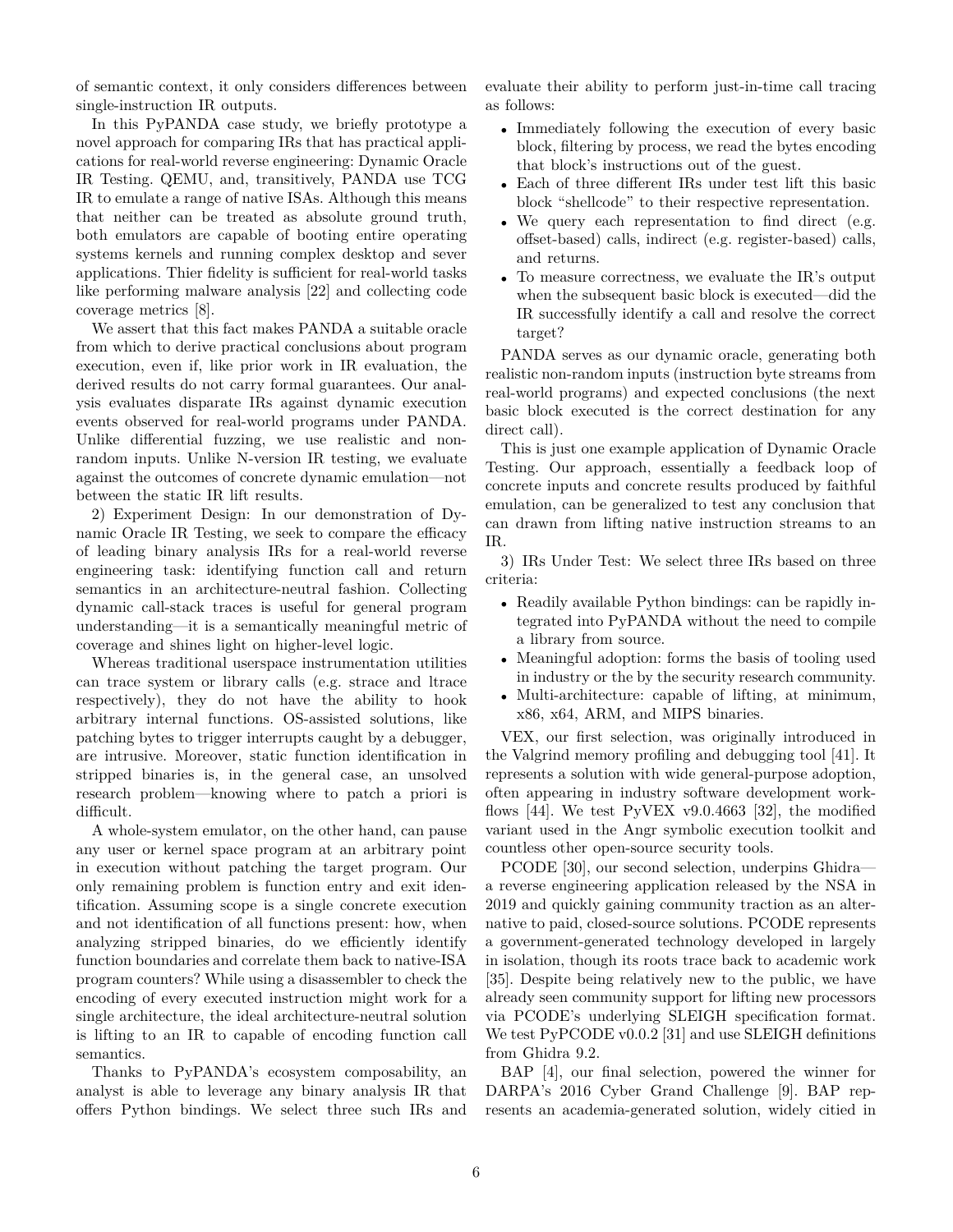of semantic context, it only considers differences between single-instruction IR outputs.

In this PyPANDA case study, we briefly prototype a novel approach for comparing IRs that has practical applications for real-world reverse engineering: Dynamic Oracle IR Testing. QEMU, and, transitively, PANDA use TCG IR to emulate a range of native ISAs. Although this means that neither can be treated as absolute ground truth, both emulators are capable of booting entire operating systems kernels and running complex desktop and sever applications. Thier fidelity is sufficient for real-world tasks like performing malware analysis [22] and collecting code coverage metrics [8].

We assert that this fact makes PANDA a suitable oracle from which to derive practical conclusions about program execution, even if, like prior work in IR evaluation, the derived results do not carry formal guarantees. Our analysis evaluates disparate IRs against dynamic execution events observed for real-world programs under PANDA. Unlike differential fuzzing, we use realistic and non-random inputs. Unlike N-version IR testing, we evaluate against the outcomes of concrete dynamic emulation—not between the static IR lift results.

2) Experiment Design: In our demonstration of Dynamic Oracle IR Testing, we seek to compare the efficacy of leading binary analysis IRs for a real-world reverse engineering task: identifying function call and return semantics in an architecture-neutral fashion. Collecting dynamic call-stack traces is useful for general program understanding—it is a semantically meaningful metric of coverage and shines light on higher-level logic.

Whereas traditional userspace instrumentation utilities can trace system or library calls (e.g. strace and ltrace respectively), they do not have the ability to hook arbitrary internal functions. OS-assisted solutions, like patching bytes to trigger interrupts caught by a debugger, are intrusive. Moreover, static function identification in stripped binaries is, in the general case, an unsolved research problem—knowing where to patch a priori is difficult.

A whole-system emulator, on the other hand, can pause any user or kernel space program at an arbitrary point in execution without patching the target program. Our only remaining problem is function entry and exit identification. Assuming scope is a single concrete execution and not identification of all functions present: how, when analyzing stripped binaries, do we efficiently identify function boundaries and correlate them back to native-ISA program counters? While using a disassembler to check the encoding of every executed instruction might work for a single architecture, the ideal architecture-neutral solution is lifting to an IR to capable of encoding function call semantics.

Thanks to PyPANDA's ecosystem composability, an analyst is able to leverage any binary analysis IR that offers Python bindings. We select three such IRs and evaluate their ability to perform just-in-time call tracing as follows:

- Immediately following the execution of every basic block, filtering by process, we read the bytes encoding that block's instructions out of the guest.
- Each of three different IRs under test lift this basic block "shellcode" to their respective representation.
- We query each representation to find direct (e.g. offset-based) calls, indirect (e.g. register-based) calls, and returns.
- To measure correctness, we evaluate the IR's output when the subsequent basic block is executed—did the IR successfully identify a call and resolve the correct target?

PANDA serves as our dynamic oracle, generating both realistic non-random inputs (instruction byte streams from real-world programs) and expected conclusions (the next basic block executed is the correct destination for any direct call).

This is just one example application of Dynamic Oracle Testing. Our approach, essentially a feedback loop of concrete inputs and concrete results produced by faithful emulation, can be generalized to test any conclusion that can drawn from lifting native instruction streams to an IR.

3) IRs Under Test: We select three IRs based on three criteria:

- Readily available Python bindings: can be rapidly integrated into PyPANDA without the need to compile a library from source.
- Meaningful adoption: forms the basis of tooling used in industry or the by the security research community.
- Multi-architecture: capable of lifting, at minimum, x86, x64, ARM, and MIPS binaries.

VEX, our first selection, was originally introduced in the Valgrind memory profiling and debugging tool [41]. It represents a solution with wide general-purpose adoption, often appearing in industry software development workflows [44]. We test PyVEX v9.0.4663 [32], the modified variant used in the Angr symbolic execution toolkit and countless other open-source security tools.

PCODE [30], our second selection, underpins Ghidra—a reverse engineering application released by the NSA in 2019 and quickly gaining community traction as an alternative to paid, closed-source solutions. PCODE represents a government-generated technology developed in largely in isolation, though its roots trace back to academic work [35]. Despite being relatively new to the public, we have already seen community support for lifting new processors via PCODE's underlying SLEIGH specification format. We test PyPCODE v0.0.2 [31] and use SLEIGH definitions from Ghidra 9.2.

BAP [4], our final selection, powered the winner for DARPA's 2016 Cyber Grand Challenge [9]. BAP represents an academia-generated solution, widely citied in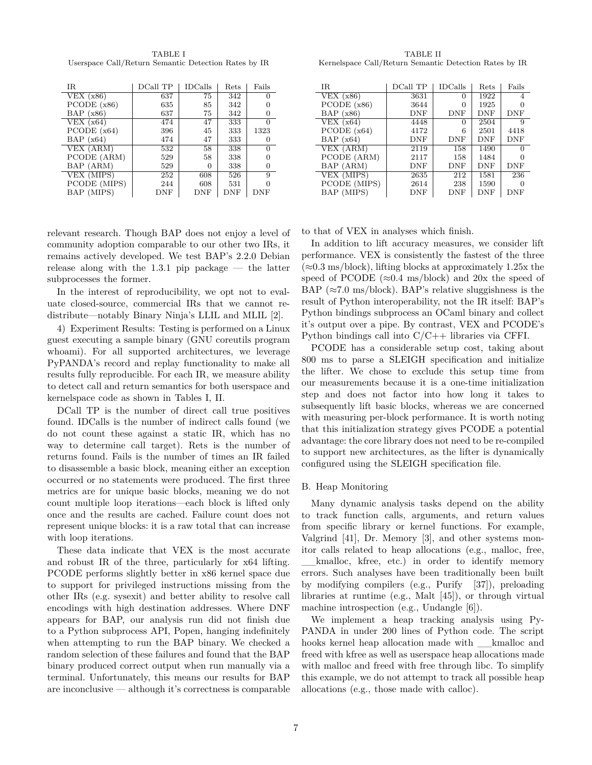TABLE I
Userspace Call/Return Semantic Detection Rates by IR

| IR | DCall TP | IDCalls | Rets | Fails |
|---|---|---|---|---|
| VEX (x86) | 637 | 75 | 342 | 0 |
| PCODE (x86) | 635 | 85 | 342 | 0 |
| BAP (x86) | 637 | 75 | 342 | 0 |
| VEX (x64) | 474 | 47 | 333 | 0 |
| PCODE (x64) | 396 | 45 | 333 | 1323 |
| BAP (x64) | 474 | 47 | 333 | 0 |
| VEX (ARM) | 532 | 58 | 338 | 0 |
| PCODE (ARM) | 529 | 58 | 338 | 0 |
| BAP (ARM) | 529 | 0 | 338 | 0 |
| VEX (MIPS) | 252 | 608 | 526 | 9 |
| PCODE (MIPS) | 244 | 608 | 531 | 0 |
| BAP (MIPS) | DNF | DNF | DNF | DNF |

TABLE II
Kernelspace Call/Return Semantic Detection Rates by IR

| IR | DCall TP | IDCalls | Rets | Fails |
|---|---|---|---|---|
| VEX (x86) | 3631 | 0 | 1922 | 4 |
| PCODE (x86) | 3644 | 0 | 1925 | 0 |
| BAP (x86) | DNF | DNF | DNF | DNF |
| VEX (x64) | 4448 | 0 | 2504 | 9 |
| PCODE (x64) | 4172 | 6 | 2501 | 4418 |
| BAP (x64) | DNF | DNF | DNF | DNF |
| VEX (ARM) | 2119 | 158 | 1490 | 0 |
| PCODE (ARM) | 2117 | 158 | 1484 | 0 |
| BAP (ARM) | DNF | DNF | DNF | DNF |
| VEX (MIPS) | 2635 | 212 | 1581 | 236 |
| PCODE (MIPS) | 2614 | 238 | 1590 | 0 |
| BAP (MIPS) | DNF | DNF | DNF | DNF |

relevant research. Though BAP does not enjoy a level of community adoption comparable to our other two IRs, it remains actively developed. We test BAP's 2.2.0 Debian release along with the 1.3.1 pip package — the latter subprocesses the former.

In the interest of reproducibility, we opt not to evaluate closed-source, commercial IRs that we cannot redistribute—notably Binary Ninja's LLIL and MLIL [2].

4) Experiment Results: Testing is performed on a Linux guest executing a sample binary (GNU coreutils program whoami). For all supported architectures, we leverage PyPANDA's record and replay functionality to make all results fully reproducible. For each IR, we measure ability to detect call and return semantics for both userspace and kernelspace code as shown in Tables I, II.

DCall TP is the number of direct call true positives found. IDCalls is the number of indirect calls found (we do not count these against a static IR, which has no way to determine call target). Rets is the number of returns found. Fails is the number of times an IR failed to disassemble a basic block, meaning either an exception occurred or no statements were produced. The first three metrics are for unique basic blocks, meaning we do not count multiple loop iterations—each block is lifted only once and the results are cached. Failure count does not represent unique blocks: it is a raw total that can increase with loop iterations.

These data indicate that VEX is the most accurate and robust IR of the three, particularly for x64 lifting. PCODE performs slightly better in x86 kernel space due to support for privileged instructions missing from the other IRs (e.g. sysexit) and better ability to resolve call encodings with high destination addresses. Where DNF appears for BAP, our analysis run did not finish due to a Python subprocess API, Popen, hanging indefinitely when attempting to run the BAP binary. We checked a random selection of these failures and found that the BAP binary produced correct output when run manually via a terminal. Unfortunately, this means our results for BAP are inconclusive — although it's correctness is comparable to that of VEX in analyses which finish.

In addition to lift accuracy measures, we consider lift performance. VEX is consistently the fastest of the three ($\approx$0.3 ms/block), lifting blocks at approximately 1.25x the speed of PCODE ($\approx$0.4 ms/block) and 20x the speed of BAP ($\approx$7.0 ms/block). BAP's relative sluggishness is the result of Python interoperability, not the IR itself: BAP's Python bindings subprocess an OCaml binary and collect it's output over a pipe. By contrast, VEX and PCODE's Python bindings call into C/C++ libraries via CFFI.

PCODE has a considerable setup cost, taking about 800 ms to parse a SLEIGH specification and initialize the lifter. We chose to exclude this setup time from our measurements because it is a one-time initialization step and does not factor into how long it takes to subsequently lift basic blocks, whereas we are concerned with measuring per-block performance. It is worth noting that this initialization strategy gives PCODE a potential advantage: the core library does not need to be re-compiled to support new architectures, as the lifter is dynamically configured using the SLEIGH specification file.

### B. Heap Monitoring

Many dynamic analysis tasks depend on the ability to track function calls, arguments, and return values from specific library or kernel functions. For example, Valgrind [41], Dr. Memory [3], and other systems monitor calls related to heap allocations (e.g., malloc, free, __kmalloc, kfree, etc.) in order to identify memory errors. Such analyses have been traditionally been built by modifying compilers (e.g., Purify [37]), preloading libraries at runtime (e.g., Malt [45]), or through virtual machine introspection (e.g., Undangle [6]).

We implement a heap tracking analysis using PyPANDA in under 200 lines of Python code. The script hooks kernel heap allocation made with __kmalloc and freed with kfree as well as userspace heap allocations made with malloc and freed with free through libc. To simplify this example, we do not attempt to track all possible heap allocations (e.g., those made with calloc).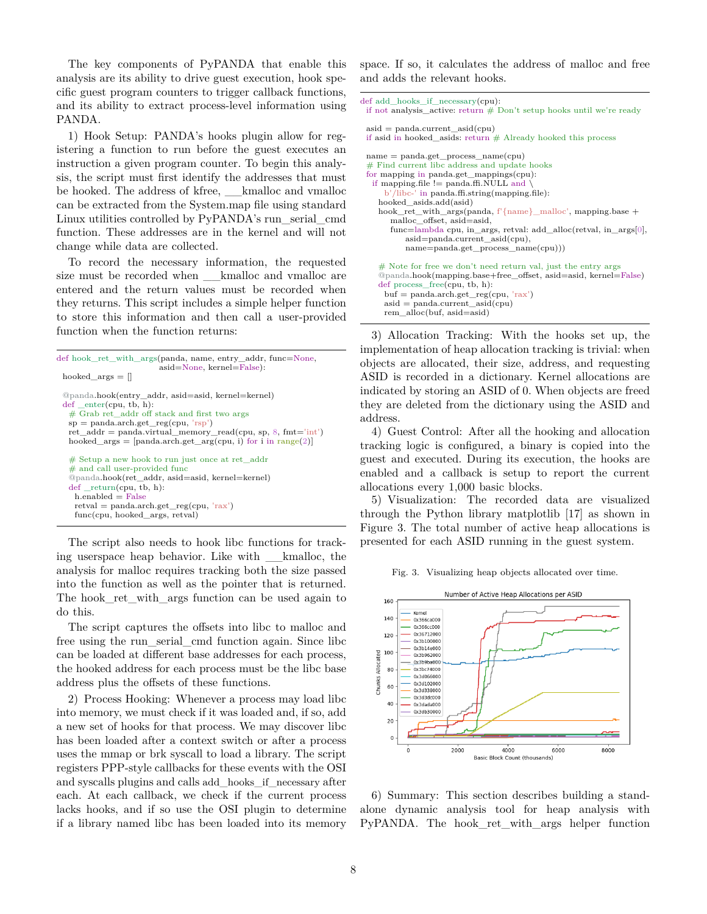The key components of PyPANDA that enable this analysis are its ability to drive guest execution, hook specific guest program counters to trigger callback functions, and its ability to extract process-level information using PANDA.

1) Hook Setup: PANDA's hooks plugin allow for registering a function to run before the guest executes an instruction a given program counter. To begin this analysis, the script must first identify the addresses that must be hooked. The address of kfree, ___kmalloc and vmalloc can be extracted from the System.map file using standard Linux utilities controlled by PyPANDA's run_serial_cmd function. These addresses are in the kernel and will not change while data are collected.

To record the necessary information, the requested size must be recorded when ___kmalloc and vmalloc are entered and the return values must be recorded when they returns. This script includes a simple helper function to store this information and then call a user-provided function when the function returns:

```
def hook_ret_with_args(panda, name, entry_addr, func=None,
                       asid=None, kernel=False):
  hooked_args = []

  @panda.hook(entry_addr, asid=asid, kernel=kernel)
  def _enter(cpu, tb, h):
    # Grab ret_addr off stack and first two args
    sp = panda.arch.get_reg(cpu, 'rsp')
    ret_addr = panda.virtual_memory_read(cpu, sp, 8, fmt='int')
    hooked_args = [panda.arch.get_arg(cpu, i) for i in range(2)]

    # Setup a new hook to run just once at ret_addr
    # and call user-provided func
    @panda.hook(ret_addr, asid=asid, kernel=kernel)
    def _return(cpu, tb, h):
      h.enabled = False
      retval = panda.arch.get_reg(cpu, 'rax')
      func(cpu, hooked_args, retval)
```

The script also needs to hook libc functions for tracking userspace heap behavior. Like with ___kmalloc, the analysis for malloc requires tracking both the size passed into the function as well as the pointer that is returned. The hook_ret_with_args function can be used again to do this.

The script captures the offsets into libc to malloc and free using the run_serial_cmd function again. Since libc can be loaded at different base addresses for each process, the hooked address for each process must be the libc base address plus the offsets of these functions.

2) Process Hooking: Whenever a process may load libc into memory, we must check if it was loaded and, if so, add a new set of hooks for that process. We may discover libc has been loaded after a context switch or after a process uses the mmap or brk syscall to load a library. The script registers PPP-style callbacks for these events with the OSI and syscalls plugins and calls add_hooks_if_necessary after each. At each callback, we check if the current process lacks hooks, and if so use the OSI plugin to determine if a library named libc has been loaded into its memory space. If so, it calculates the address of malloc and free and adds the relevant hooks.

```
def add_hooks_if_necessary(cpu):
  if not analysis_active: return # Don't setup hooks until we're ready

  asid = panda.current_asid(cpu)
  if asid in hooked_asids: return # Already hooked this process

  name = panda.get_process_name(cpu)
  # Find current libc address and update hooks
  for mapping in panda.get_mappings(cpu):
    if mapping.file != panda.ffi.NULL and \
        b'/libc-' in panda.ffi.string(mapping.file):
      hooked_asids.add(asid)
      hook_ret_with_args(panda, f'{name}_malloc', mapping.base +
          malloc_offset, asid=asid,
          func=lambda cpu, in_args, retval: add_alloc(retval, in_args[0],
              asid=panda.current_asid(cpu),
              name=panda.get_process_name(cpu)))

      # Note for free we don't need return val, just the entry args
      @panda.hook(mapping.base+free_offset, asid=asid, kernel=False)
      def process_free(cpu, tb, h):
        buf = panda.arch.get_reg(cpu, 'rax')
        asid = panda.current_asid(cpu)
        rem_alloc(buf, asid=asid)
```

3) Allocation Tracking: With the hooks set up, the implementation of heap allocation tracking is trivial: when objects are allocated, their size, address, and requesting ASID is recorded in a dictionary. Kernel allocations are indicated by storing an ASID of 0. When objects are freed they are deleted from the dictionary using the ASID and address.

4) Guest Control: After all the hooking and allocation tracking logic is configured, a binary is copied into the guest and executed. During its execution, the hooks are enabled and a callback is setup to report the current allocations every 1,000 basic blocks.

5) Visualization: The recorded data are visualized through the Python library matplotlib [17] as shown in Figure 3. The total number of active heap allocations is presented for each ASID running in the guest system.

Fig. 3. Visualizing heap objects allocated over time.

Number of Active Heap Allocations per ASID

Kernel
0x366ca000
0x366cc000
0x36712000
0x3b100000
0x3b14e000
0x3b962000
0x3b9ba000
0x3bc74000
0x3d066000
0x3d102000
0x3d330000
0x3d3dc000
0x3dada000
0x3db30000

Chunks Allocated

0
20
40
60
80
100
120
140
160

Basic Block Count (thousands)

0
2000
4000
6000
8000

6) Summary: This section describes building a standalone dynamic analysis tool for heap analysis with PyPANDA. The hook_ret_with_args helper function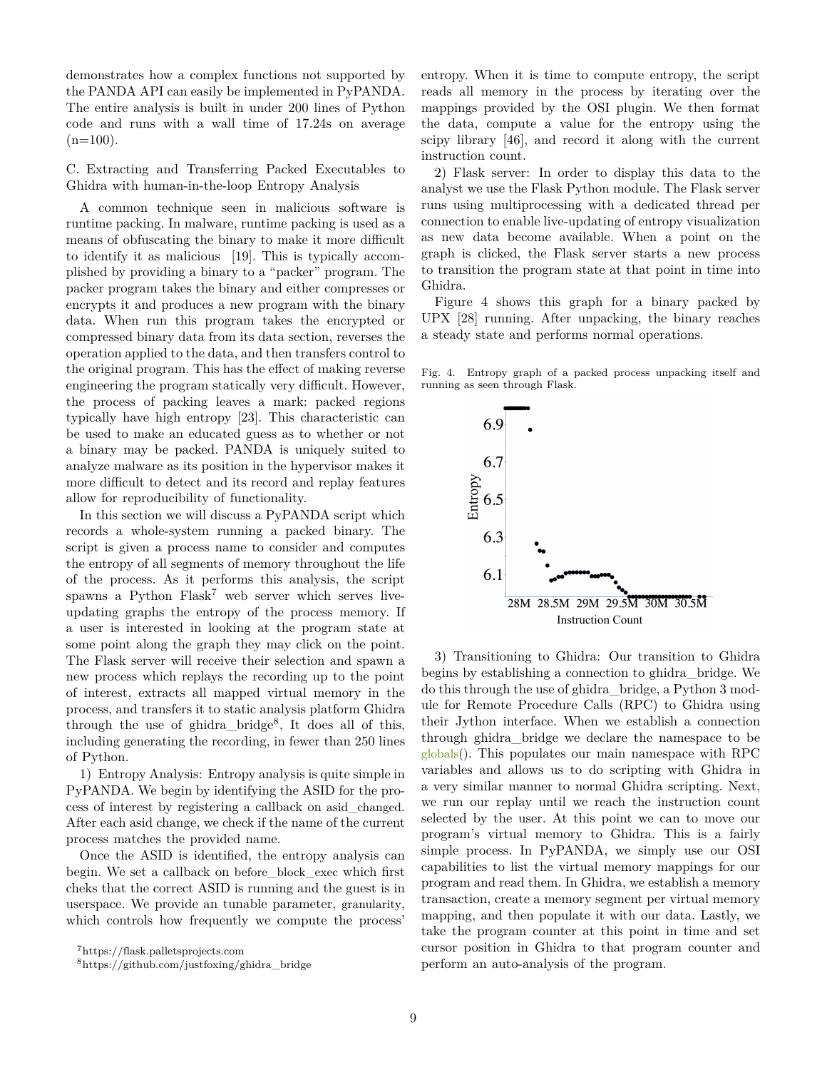demonstrates how a complex functions not supported by the PANDA API can easily be implemented in PyPANDA. The entire analysis is built in under 200 lines of Python code and runs with a wall time of 17.24s on average (n=100).

### C. Extracting and Transferring Packed Executables to Ghidra with human-in-the-loop Entropy Analysis

A common technique seen in malicious software is runtime packing. In malware, runtime packing is used as a means of obfuscating the binary to make it more difficult to identify it as malicious [19]. This is typically accomplished by providing a binary to a "packer" program. The packer program takes the binary and either compresses or encrypts it and produces a new program with the binary data. When run this program takes the encrypted or compressed binary data from its data section, reverses the operation applied to the data, and then transfers control to the original program. This has the effect of making reverse engineering the program statically very difficult. However, the process of packing leaves a mark: packed regions typically have high entropy [23]. This characteristic can be used to make an educated guess as to whether or not a binary may be packed. PANDA is uniquely suited to analyze malware as its position in the hypervisor makes it more difficult to detect and its record and replay features allow for reproducibility of functionality.

In this section we will discuss a PyPANDA script which records a whole-system running a packed binary. The script is given a process name to consider and computes the entropy of all segments of memory throughout the life of the process. As it performs this analysis, the script spawns a Python Flask[7] web server which serves live-updating graphs the entropy of the process memory. If a user is interested in looking at the program state at some point along the graph they may click on the point. The Flask server will receive their selection and spawn a new process which replays the recording up to the point of interest, extracts all mapped virtual memory in the process, and transfers it to static analysis platform Ghidra through the use of ghidra_bridge[8], It does all of this, including generating the recording, in fewer than 250 lines of Python.

1) Entropy Analysis: Entropy analysis is quite simple in PyPANDA. We begin by identifying the ASID for the process of interest by registering a callback on asid_changed. After each asid change, we check if the name of the current process matches the provided name.

Once the ASID is identified, the entropy analysis can begin. We set a callback on before_block_exec which first cheks that the correct ASID is running and the guest is in userspace. We provide an tunable parameter, granularity, which controls how frequently we compute the process' entropy. When it is time to compute entropy, the script reads all memory in the process by iterating over the mappings provided by the OSI plugin. We then format the data, compute a value for the entropy using the scipy library [46], and record it along with the current instruction count.

2) Flask server: In order to display this data to the analyst we use the Flask Python module. The Flask server runs using multiprocessing with a dedicated thread per connection to enable live-updating of entropy visualization as new data become available. When a point on the graph is clicked, the Flask server starts a new process to transition the program state at that point in time into Ghidra.

Figure 4 shows this graph for a binary packed by UPX [28] running. After unpacking, the binary reaches a steady state and performs normal operations.

Fig. 4. Entropy graph of a packed process unpacking itself and running as seen through Flask.

6.9
6.7
6.5
6.3
6.1
Entropy
28M 28.5M 29M 29.5M 30M 30.5M
Instruction Count

3) Transitioning to Ghidra: Our transition to Ghidra begins by establishing a connection to ghidra_bridge. We do this through the use of ghidra_bridge, a Python 3 module for Remote Procedure Calls (RPC) to Ghidra using their Jython interface. When we establish a connection through ghidra_bridge we declare the namespace to be globals(). This populates our main namespace with RPC variables and allows us to do scripting with Ghidra in a very similar manner to normal Ghidra scripting. Next, we run our replay until we reach the instruction count selected by the user. At this point we can to move our program's virtual memory to Ghidra. This is a fairly simple process. In PyPANDA, we simply use our OSI capabilities to list the virtual memory mappings for our program and read them. In Ghidra, we establish a memory transaction, create a memory segment per virtual memory mapping, and then populate it with our data. Lastly, we take the program counter at this point in time and set cursor position in Ghidra to that program counter and perform an auto-analysis of the program.

[7]https://flask.palletsprojects.com

[8]https://github.com/justfoxing/ghidra_bridge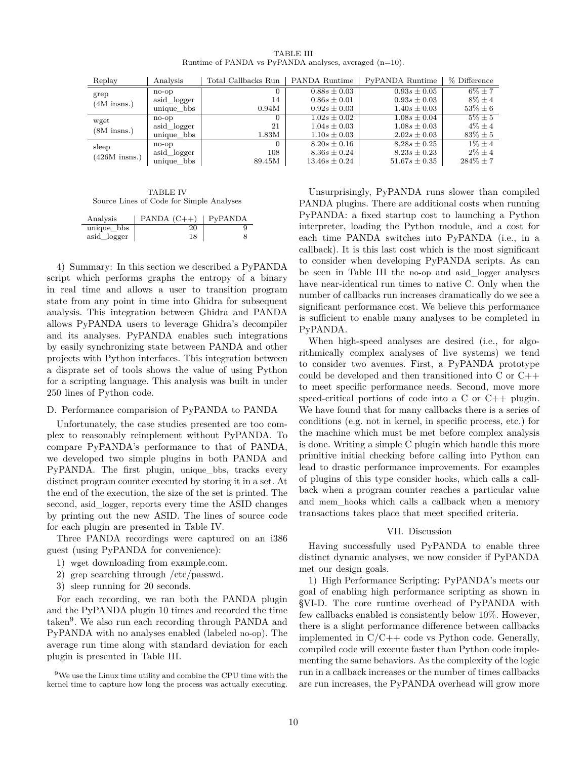TABLE III
Runtime of PANDA vs PyPANDA analyses, averaged (n=10).

| Replay | Analysis | Total Callbacks Run | PANDA Runtime | PyPANDA Runtime | % Difference |
|---|---|---|---|---|---|
| grep (4M insns.) | no-op | 0 | $0.88s \pm 0.03$ | $0.93s \pm 0.05$ | $6\% \pm 7$ |
| | asid_logger | 14 | $0.86s \pm 0.01$ | $0.93s \pm 0.03$ | $8\% \pm 4$ |
| | unique_bbs | 0.94M | $0.92s \pm 0.03$ | $1.40s \pm 0.03$ | $53\% \pm 6$ |
| wget (8M insns.) | no-op | 0 | $1.02s \pm 0.02$ | $1.08s \pm 0.04$ | $5\% \pm 5$ |
| | asid_logger | 21 | $1.04s \pm 0.03$ | $1.08s \pm 0.03$ | $4\% \pm 4$ |
| | unique_bbs | 1.83M | $1.10s \pm 0.03$ | $2.02s \pm 0.03$ | $83\% \pm 5$ |
| sleep (426M insns.) | no-op | 0 | $8.20s \pm 0.16$ | $8.28s \pm 0.25$ | $1\% \pm 4$ |
| | asid_logger | 108 | $8.36s \pm 0.24$ | $8.23s \pm 0.23$ | $2\% \pm 4$ |
| | unique_bbs | 89.45M | $13.46s \pm 0.24$ | $51.67s \pm 0.35$ | $284\% \pm 7$ |

TABLE IV
Source Lines of Code for Simple Analyses

| Analysis | PANDA (C++) | PyPANDA |
|---|---|---|
| unique_bbs | 20 | 9 |
| asid_logger | 18 | 8 |

4) Summary: In this section we described a PyPANDA script which performs graphs the entropy of a binary in real time and allows a user to transition program state from any point in time into Ghidra for subsequent analysis. This integration between Ghidra and PANDA allows PyPANDA users to leverage Ghidra's decompiler and its analyses. PyPANDA enables such integrations by easily synchronizing state between PANDA and other projects with Python interfaces. This integration between a disprate set of tools shows the value of using Python for a scripting language. This analysis was built in under 250 lines of Python code.

### D. Performance comparision of PyPANDA to PANDA

Unfortunately, the case studies presented are too complex to reasonably reimplement without PyPANDA. To compare PyPANDA's performance to that of PANDA, we developed two simple plugins in both PANDA and PyPANDA. The first plugin, unique_bbs, tracks every distinct program counter executed by storing it in a set. At the end of the execution, the size of the set is printed. The second, asid_logger, reports every time the ASID changes by printing out the new ASID. The lines of source code for each plugin are presented in Table IV.

Three PANDA recordings were captured on an i386 guest (using PyPANDA for convenience):

1) wget downloading from example.com.
2) grep searching through /etc/passwd.
3) sleep running for 20 seconds.

For each recording, we ran both the PANDA plugin and the PyPANDA plugin 10 times and recorded the time taken[9]. We also run each recording through PANDA and PyPANDA with no analyses enabled (labeled no-op). The average run time along with standard deviation for each plugin is presented in Table III.

[9]We use the Linux time utility and combine the CPU time with the kernel time to capture how long the process was actually executing.

Unsurprisingly, PyPANDA runs slower than compiled PANDA plugins. There are additional costs when running PyPANDA: a fixed startup cost to launching a Python interpreter, loading the Python module, and a cost for each time PANDA switches into PyPANDA (i.e., in a callback). It is this last cost which is the most significant to consider when developing PyPANDA scripts. As can be seen in Table III the no-op and asid_logger analyses have near-identical run times to native C. Only when the number of callbacks run increases dramatically do we see a significant performance cost. We believe this performance is sufficient to enable many analyses to be completed in PyPANDA.

When high-speed analyses are desired (i.e., for algorithmically complex analyses of live systems) we tend to consider two avenues. First, a PyPANDA prototype could be developed and then transitioned into C or C++ to meet specific performance needs. Second, move more speed-critical portions of code into a C or C++ plugin. We have found that for many callbacks there is a series of conditions (e.g. not in kernel, in specific process, etc.) for the machine which must be met before complex analysis is done. Writing a simple C plugin which handle this more primitive initial checking before calling into Python can lead to drastic performance improvements. For examples of plugins of this type consider hooks, which calls a callback when a program counter reaches a particular value and mem_hooks which calls a callback when a memory transactions takes place that meet specified criteria.

## VII. Discussion

Having successfully used PyPANDA to enable three distinct dynamic analyses, we now consider if PyPANDA met our design goals.

1) High Performance Scripting: PyPANDA's meets our goal of enabling high performance scripting as shown in §VI-D. The core runtime overhead of PyPANDA with few callbacks enabled is consistently below 10%. However, there is a slight performance difference between callbacks implemented in C/C++ code vs Python code. Generally, compiled code will execute faster than Python code implementing the same behaviors. As the complexity of the logic run in a callback increases or the number of times callbacks are run increases, the PyPANDA overhead will grow more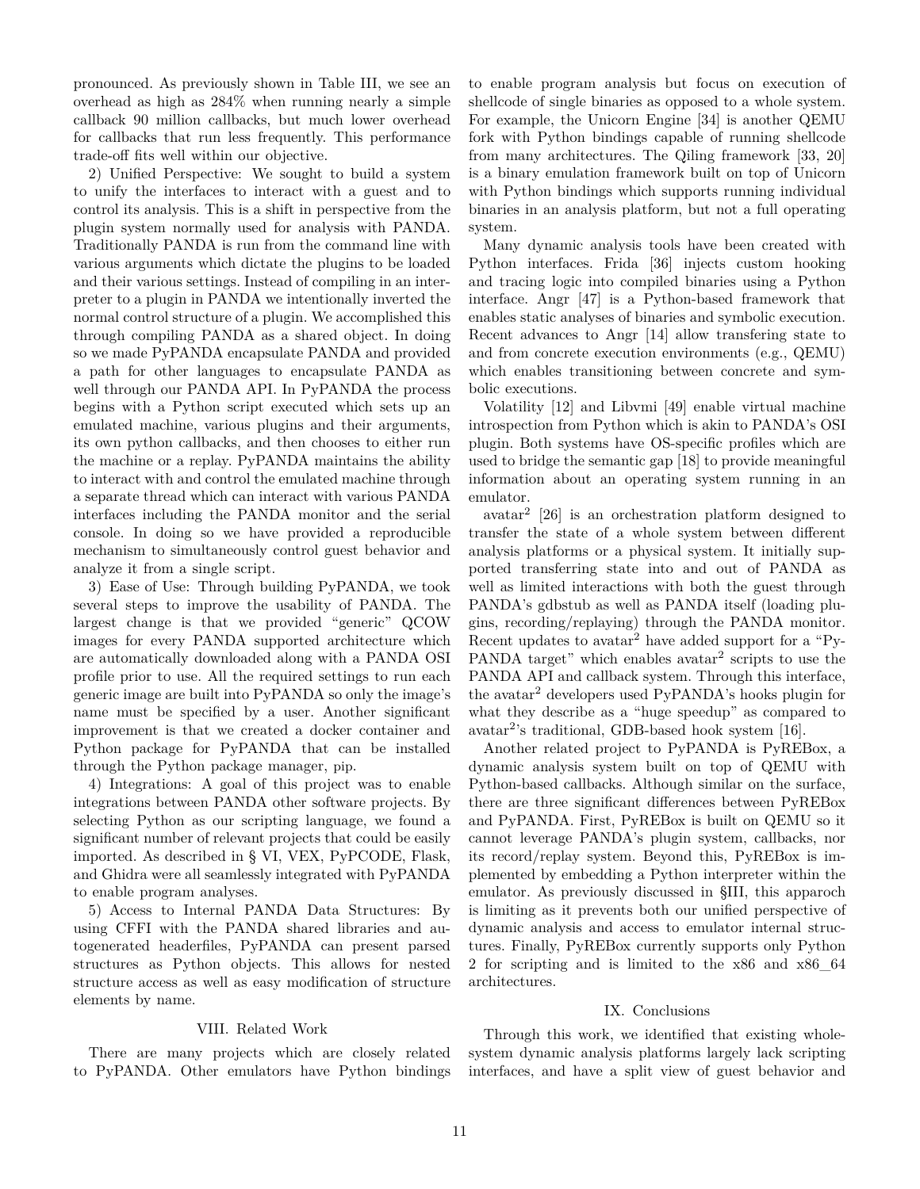pronounced. As previously shown in Table III, we see an overhead as high as 284% when running nearly a simple callback 90 million callbacks, but much lower overhead for callbacks that run less frequently. This performance trade-off fits well within our objective.

2) Unified Perspective: We sought to build a system to unify the interfaces to interact with a guest and to control its analysis. This is a shift in perspective from the plugin system normally used for analysis with PANDA. Traditionally PANDA is run from the command line with various arguments which dictate the plugins to be loaded and their various settings. Instead of compiling in an interpreter to a plugin in PANDA we intentionally inverted the normal control structure of a plugin. We accomplished this through compiling PANDA as a shared object. In doing so we made PyPANDA encapsulate PANDA and provided a path for other languages to encapsulate PANDA as well through our PANDA API. In PyPANDA the process begins with a Python script executed which sets up an emulated machine, various plugins and their arguments, its own python callbacks, and then chooses to either run the machine or a replay. PyPANDA maintains the ability to interact with and control the emulated machine through a separate thread which can interact with various PANDA interfaces including the PANDA monitor and the serial console. In doing so we have provided a reproducible mechanism to simultaneously control guest behavior and analyze it from a single script.

3) Ease of Use: Through building PyPANDA, we took several steps to improve the usability of PANDA. The largest change is that we provided "generic" QCOW images for every PANDA supported architecture which are automatically downloaded along with a PANDA OSI profile prior to use. All the required settings to run each generic image are built into PyPANDA so only the image's name must be specified by a user. Another significant improvement is that we created a docker container and Python package for PyPANDA that can be installed through the Python package manager, pip.

4) Integrations: A goal of this project was to enable integrations between PANDA other software projects. By selecting Python as our scripting language, we found a significant number of relevant projects that could be easily imported. As described in § VI, VEX, PyPCODE, Flask, and Ghidra were all seamlessly integrated with PyPANDA to enable program analyses.

5) Access to Internal PANDA Data Structures: By using CFFI with the PANDA shared libraries and autogenerated headerfiles, PyPANDA can present parsed structures as Python objects. This allows for nested structure access as well as easy modification of structure elements by name.

## VIII. Related Work

There are many projects which are closely related to PyPANDA. Other emulators have Python bindings to enable program analysis but focus on execution of shellcode of single binaries as opposed to a whole system. For example, the Unicorn Engine [34] is another QEMU fork with Python bindings capable of running shellcode from many architectures. The Qiling framework [33, 20] is a binary emulation framework built on top of Unicorn with Python bindings which supports running individual binaries in an analysis platform, but not a full operating system.

Many dynamic analysis tools have been created with Python interfaces. Frida [36] injects custom hooking and tracing logic into compiled binaries using a Python interface. Angr [47] is a Python-based framework that enables static analyses of binaries and symbolic execution. Recent advances to Angr [14] allow transfering state to and from concrete execution environments (e.g., QEMU) which enables transitioning between concrete and symbolic executions.

Volatility [12] and Libvmi [49] enable virtual machine introspection from Python which is akin to PANDA's OSI plugin. Both systems have OS-specific profiles which are used to bridge the semantic gap [18] to provide meaningful information about an operating system running in an emulator.

avatar$^2$ [26] is an orchestration platform designed to transfer the state of a whole system between different analysis platforms or a physical system. It initially supported transferring state into and out of PANDA as well as limited interactions with both the guest through PANDA's gdbstub as well as PANDA itself (loading plugins, recording/replaying) through the PANDA monitor. Recent updates to avatar$^2$ have added support for a "PyPANDA target" which enables avatar$^2$ scripts to use the PANDA API and callback system. Through this interface, the avatar$^2$ developers used PyPANDA's hooks plugin for what they describe as a "huge speedup" as compared to avatar$^2$'s traditional, GDB-based hook system [16].

Another related project to PyPANDA is PyREBox, a dynamic analysis system built on top of QEMU with Python-based callbacks. Although similar on the surface, there are three significant differences between PyREBox and PyPANDA. First, PyREBox is built on QEMU so it cannot leverage PANDA's plugin system, callbacks, nor its record/replay system. Beyond this, PyREBox is implemented by embedding a Python interpreter within the emulator. As previously discussed in §III, this apparoch is limiting as it prevents both our unified perspective of dynamic analysis and access to emulator internal structures. Finally, PyREBox currently supports only Python 2 for scripting and is limited to the x86 and x86_64 architectures.

## IX. Conclusions

Through this work, we identified that existing whole-system dynamic analysis platforms largely lack scripting interfaces, and have a split view of guest behavior and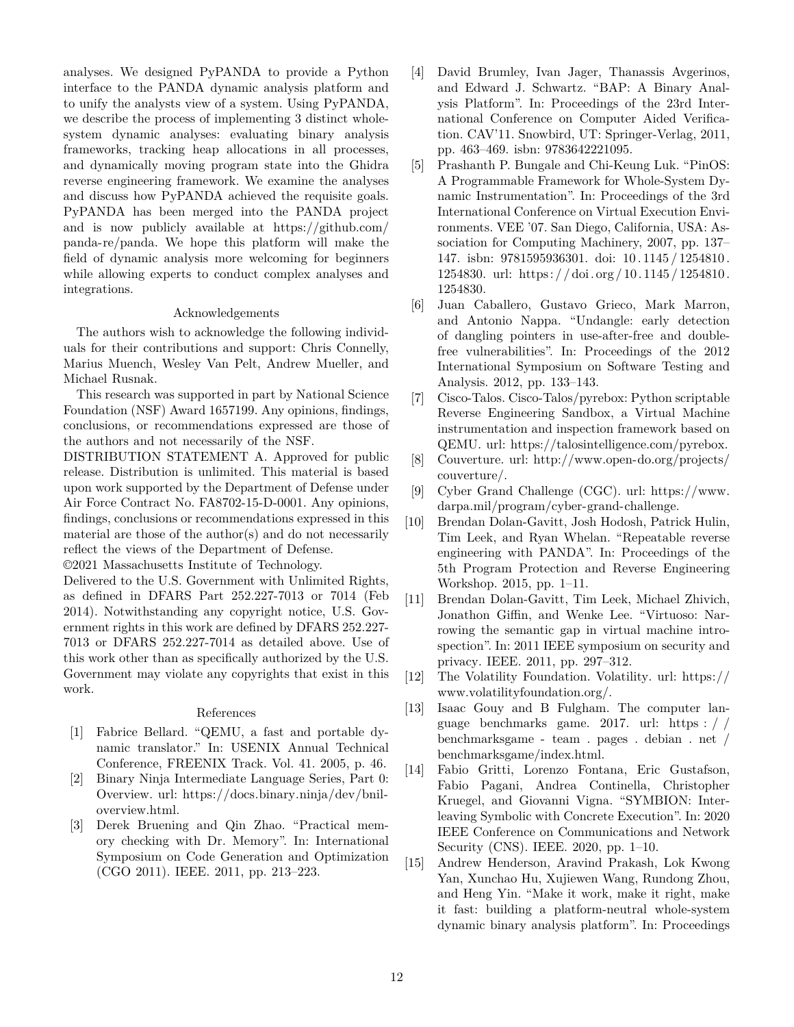analyses. We designed PyPANDA to provide a Python interface to the PANDA dynamic analysis platform and to unify the analysts view of a system. Using PyPANDA, we describe the process of implementing 3 distinct whole-system dynamic analyses: evaluating binary analysis frameworks, tracking heap allocations in all processes, and dynamically moving program state into the Ghidra reverse engineering framework. We examine the analyses and discuss how PyPANDA achieved the requisite goals. PyPANDA has been merged into the PANDA project and is now publicly available at https://github.com/panda-re/panda. We hope this platform will make the field of dynamic analysis more welcoming for beginners while allowing experts to conduct complex analyses and integrations.

## Acknowledgements

The authors wish to acknowledge the following individuals for their contributions and support: Chris Connelly, Marius Muench, Wesley Van Pelt, Andrew Mueller, and Michael Rusnak.

This research was supported in part by National Science Foundation (NSF) Award 1657199. Any opinions, findings, conclusions, or recommendations expressed are those of the authors and not necessarily of the NSF.

DISTRIBUTION STATEMENT A. Approved for public release. Distribution is unlimited. This material is based upon work supported by the Department of Defense under Air Force Contract No. FA8702-15-D-0001. Any opinions, findings, conclusions or recommendations expressed in this material are those of the author(s) and do not necessarily reflect the views of the Department of Defense.

©2021 Massachusetts Institute of Technology.

Delivered to the U.S. Government with Unlimited Rights, as defined in DFARS Part 252.227-7013 or 7014 (Feb 2014). Notwithstanding any copyright notice, U.S. Government rights in this work are defined by DFARS 252.227-7013 or DFARS 252.227-7014 as detailed above. Use of this work other than as specifically authorized by the U.S. Government may violate any copyrights that exist in this work.

## References

[1] Fabrice Bellard. "QEMU, a fast and portable dynamic translator." In: USENIX Annual Technical Conference, FREENIX Track. Vol. 41. 2005, p. 46.

[2] Binary Ninja Intermediate Language Series, Part 0: Overview. url: https://docs.binary.ninja/dev/bnil-overview.html.

[3] Derek Bruening and Qin Zhao. "Practical memory checking with Dr. Memory". In: International Symposium on Code Generation and Optimization (CGO 2011). IEEE. 2011, pp. 213–223.

[4] David Brumley, Ivan Jager, Thanassis Avgerinos, and Edward J. Schwartz. "BAP: A Binary Analysis Platform". In: Proceedings of the 23rd International Conference on Computer Aided Verification. CAV'11. Snowbird, UT: Springer-Verlag, 2011, pp. 463–469. isbn: 9783642221095.

[5] Prashanth P. Bungale and Chi-Keung Luk. "PinOS: A Programmable Framework for Whole-System Dynamic Instrumentation". In: Proceedings of the 3rd International Conference on Virtual Execution Environments. VEE '07. San Diego, California, USA: Association for Computing Machinery, 2007, pp. 137–147. isbn: 9781595936301. doi: 10.1145/1254810.1254830. url: https://doi.org/10.1145/1254810.1254830.

[6] Juan Caballero, Gustavo Grieco, Mark Marron, and Antonio Nappa. "Undangle: early detection of dangling pointers in use-after-free and double-free vulnerabilities". In: Proceedings of the 2012 International Symposium on Software Testing and Analysis. 2012, pp. 133–143.

[7] Cisco-Talos. Cisco-Talos/pyrebox: Python scriptable Reverse Engineering Sandbox, a Virtual Machine instrumentation and inspection framework based on QEMU. url: https://talosintelligence.com/pyrebox.

[8] Couverture. url: http://www.open-do.org/projects/couverture/.

[9] Cyber Grand Challenge (CGC). url: https://www.darpa.mil/program/cyber-grand-challenge.

[10] Brendan Dolan-Gavitt, Josh Hodosh, Patrick Hulin, Tim Leek, and Ryan Whelan. "Repeatable reverse engineering with PANDA". In: Proceedings of the 5th Program Protection and Reverse Engineering Workshop. 2015, pp. 1–11.

[11] Brendan Dolan-Gavitt, Tim Leek, Michael Zhivich, Jonathon Giffin, and Wenke Lee. "Virtuoso: Narrowing the semantic gap in virtual machine introspection". In: 2011 IEEE symposium on security and privacy. IEEE. 2011, pp. 297–312.

[12] The Volatility Foundation. Volatility. url: https://www.volatilityfoundation.org/.

[13] Isaac Gouy and B Fulgham. The computer language benchmarks game. 2017. url: https://benchmarksgame-team.pages.debian.net/benchmarksgame/index.html.

[14] Fabio Gritti, Lorenzo Fontana, Eric Gustafson, Fabio Pagani, Andrea Continella, Christopher Kruegel, and Giovanni Vigna. "SYMBION: Interleaving Symbolic with Concrete Execution". In: 2020 IEEE Conference on Communications and Network Security (CNS). IEEE. 2020, pp. 1–10.

[15] Andrew Henderson, Aravind Prakash, Lok Kwong Yan, Xunchao Hu, Xujiewen Wang, Rundong Zhou, and Heng Yin. "Make it work, make it right, make it fast: building a platform-neutral whole-system dynamic binary analysis platform". In: Proceedings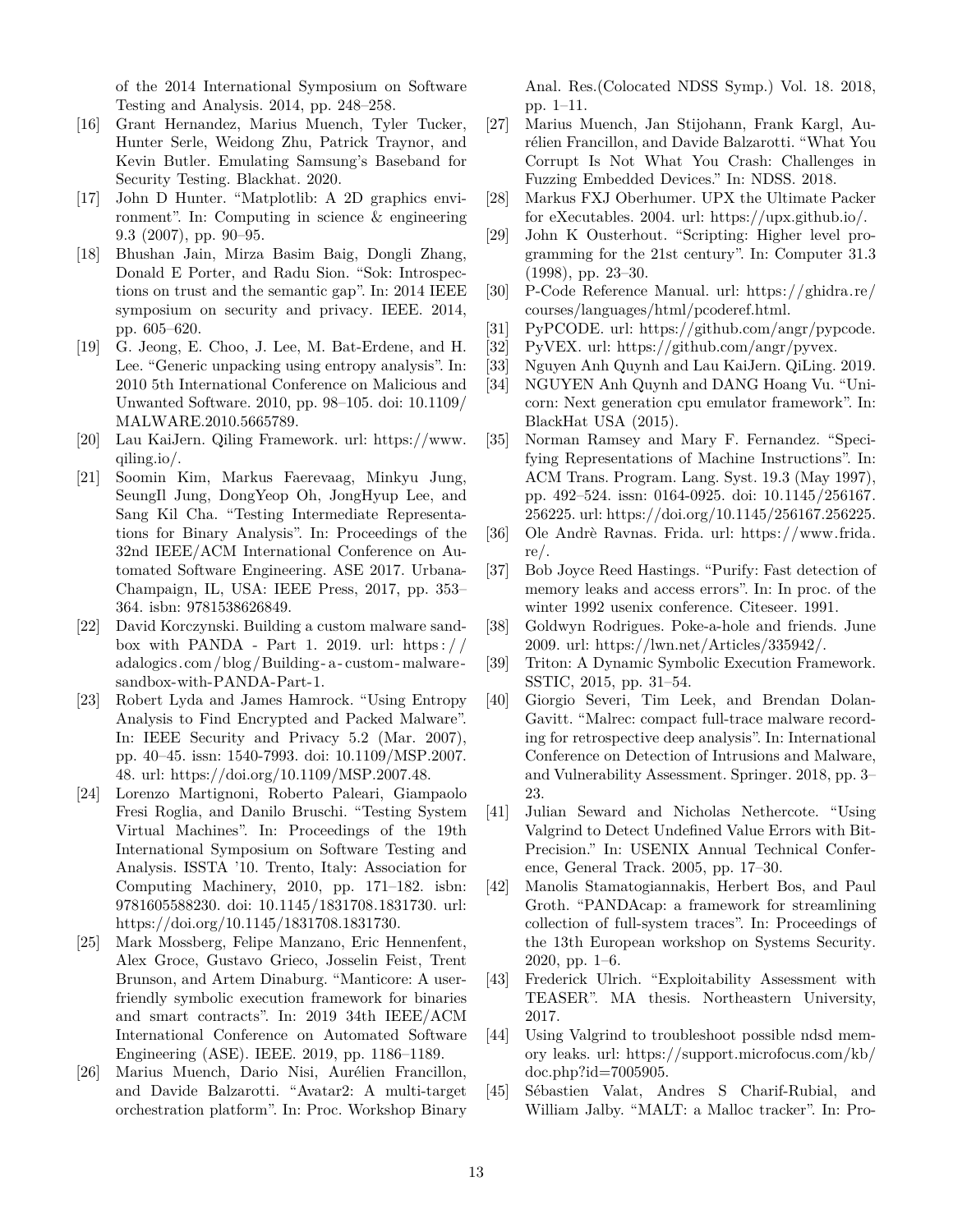of the 2014 International Symposium on Software Testing and Analysis. 2014, pp. 248–258.

[16] Grant Hernandez, Marius Muench, Tyler Tucker, Hunter Serle, Weidong Zhu, Patrick Traynor, and Kevin Butler. Emulating Samsung's Baseband for Security Testing. Blackhat. 2020.

[17] John D Hunter. "Matplotlib: A 2D graphics environment". In: Computing in science & engineering 9.3 (2007), pp. 90–95.

[18] Bhushan Jain, Mirza Basim Baig, Dongli Zhang, Donald E Porter, and Radu Sion. "Sok: Introspections on trust and the semantic gap". In: 2014 IEEE symposium on security and privacy. IEEE. 2014, pp. 605–620.

[19] G. Jeong, E. Choo, J. Lee, M. Bat-Erdene, and H. Lee. "Generic unpacking using entropy analysis". In: 2010 5th International Conference on Malicious and Unwanted Software. 2010, pp. 98–105. doi: 10.1109/MALWARE.2010.5665789.

[20] Lau KaiJern. Qiling Framework. url: https://www.qiling.io/.

[21] Soomin Kim, Markus Faerevaag, Minkyu Jung, SeungIl Jung, DongYeop Oh, JongHyup Lee, and Sang Kil Cha. "Testing Intermediate Representations for Binary Analysis". In: Proceedings of the 32nd IEEE/ACM International Conference on Automated Software Engineering. ASE 2017. Urbana-Champaign, IL, USA: IEEE Press, 2017, pp. 353–364. isbn: 9781538626849.

[22] David Korczynski. Building a custom malware sandbox with PANDA - Part 1. 2019. url: https://adalogics.com/blog/Building-a-custom-malware-sandbox-with-PANDA-Part-1.

[23] Robert Lyda and James Hamrock. "Using Entropy Analysis to Find Encrypted and Packed Malware". In: IEEE Security and Privacy 5.2 (Mar. 2007), pp. 40–45. issn: 1540-7993. doi: 10.1109/MSP.2007.48. url: https://doi.org/10.1109/MSP.2007.48.

[24] Lorenzo Martignoni, Roberto Paleari, Giampaolo Fresi Roglia, and Danilo Bruschi. "Testing System Virtual Machines". In: Proceedings of the 19th International Symposium on Software Testing and Analysis. ISSTA '10. Trento, Italy: Association for Computing Machinery, 2010, pp. 171–182. isbn: 9781605588230. doi: 10.1145/1831708.1831730. url: https://doi.org/10.1145/1831708.1831730.

[25] Mark Mossberg, Felipe Manzano, Eric Hennenfent, Alex Groce, Gustavo Grieco, Josselin Feist, Trent Brunson, and Artem Dinaburg. "Manticore: A user-friendly symbolic execution framework for binaries and smart contracts". In: 2019 34th IEEE/ACM International Conference on Automated Software Engineering (ASE). IEEE. 2019, pp. 1186–1189.

[26] Marius Muench, Dario Nisi, Aurélien Francillon, and Davide Balzarotti. "Avatar2: A multi-target orchestration platform". In: Proc. Workshop Binary Anal. Res.(Colocated NDSS Symp.) Vol. 18. 2018, pp. 1–11.

[27] Marius Muench, Jan Stijohann, Frank Kargl, Aurélien Francillon, and Davide Balzarotti. "What You Corrupt Is Not What You Crash: Challenges in Fuzzing Embedded Devices." In: NDSS. 2018.

[28] Markus FXJ Oberhumer. UPX the Ultimate Packer for eXecutables. 2004. url: https://upx.github.io/.

[29] John K Ousterhout. "Scripting: Higher level programming for the 21st century". In: Computer 31.3 (1998), pp. 23–30.

[30] P-Code Reference Manual. url: https://ghidra.re/courses/languages/html/pcoderef.html.

[31] PyPCODE. url: https://github.com/angr/pypcode.

[32] PyVEX. url: https://github.com/angr/pyvex.

[33] Nguyen Anh Quynh and Lau KaiJern. QiLing. 2019.

[34] NGUYEN Anh Quynh and DANG Hoang Vu. "Unicorn: Next generation cpu emulator framework". In: BlackHat USA (2015).

[35] Norman Ramsey and Mary F. Fernandez. "Specifying Representations of Machine Instructions". In: ACM Trans. Program. Lang. Syst. 19.3 (May 1997), pp. 492–524. issn: 0164-0925. doi: 10.1145/256167.256225. url: https://doi.org/10.1145/256167.256225.

[36] Ole Andrè Ravnas. Frida. url: https://www.frida.re/.

[37] Bob Joyce Reed Hastings. "Purify: Fast detection of memory leaks and access errors". In: In proc. of the winter 1992 usenix conference. Citeseer. 1991.

[38] Goldwyn Rodrigues. Poke-a-hole and friends. June 2009. url: https://lwn.net/Articles/335942/.

[39] Triton: A Dynamic Symbolic Execution Framework. SSTIC, 2015, pp. 31–54.

[40] Giorgio Severi, Tim Leek, and Brendan Dolan-Gavitt. "Malrec: compact full-trace malware recording for retrospective deep analysis". In: International Conference on Detection of Intrusions and Malware, and Vulnerability Assessment. Springer. 2018, pp. 3–23.

[41] Julian Seward and Nicholas Nethercote. "Using Valgrind to Detect Undefined Value Errors with Bit-Precision." In: USENIX Annual Technical Conference, General Track. 2005, pp. 17–30.

[42] Manolis Stamatogiannakis, Herbert Bos, and Paul Groth. "PANDAcap: a framework for streamlining collection of full-system traces". In: Proceedings of the 13th European workshop on Systems Security. 2020, pp. 1–6.

[43] Frederick Ulrich. "Exploitability Assessment with TEASER". MA thesis. Northeastern University, 2017.

[44] Using Valgrind to troubleshoot possible ndsd memory leaks. url: https://support.microfocus.com/kb/doc.php?id=7005905.

[45] Sébastien Valat, Andres S Charif-Rubial, and William Jalby. "MALT: a Malloc tracker". In: Pro-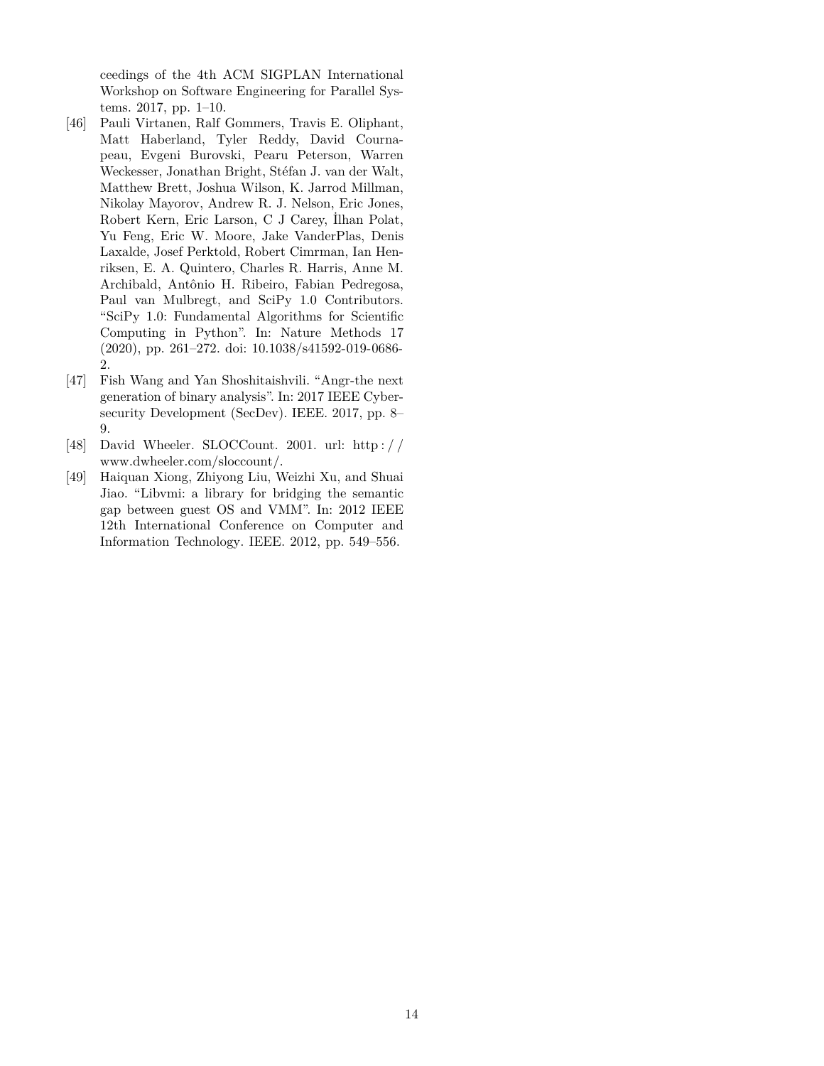ceedings of the 4th ACM SIGPLAN International Workshop on Software Engineering for Parallel Systems. 2017, pp. 1–10.

[46] Pauli Virtanen, Ralf Gommers, Travis E. Oliphant, Matt Haberland, Tyler Reddy, David Cournapeau, Evgeni Burovski, Pearu Peterson, Warren Weckesser, Jonathan Bright, Stéfan J. van der Walt, Matthew Brett, Joshua Wilson, K. Jarrod Millman, Nikolay Mayorov, Andrew R. J. Nelson, Eric Jones, Robert Kern, Eric Larson, C J Carey, İlhan Polat, Yu Feng, Eric W. Moore, Jake VanderPlas, Denis Laxalde, Josef Perktold, Robert Cimrman, Ian Henriksen, E. A. Quintero, Charles R. Harris, Anne M. Archibald, Antônio H. Ribeiro, Fabian Pedregosa, Paul van Mulbregt, and SciPy 1.0 Contributors. "SciPy 1.0: Fundamental Algorithms for Scientific Computing in Python". In: Nature Methods 17 (2020), pp. 261–272. doi: 10.1038/s41592-019-0686-2.

[47] Fish Wang and Yan Shoshitaishvili. "Angr-the next generation of binary analysis". In: 2017 IEEE Cybersecurity Development (SecDev). IEEE. 2017, pp. 8–9.

[48] David Wheeler. SLOCCount. 2001. url: http://www.dwheeler.com/sloccount/.

[49] Haiquan Xiong, Zhiyong Liu, Weizhi Xu, and Shuai Jiao. "Libvmi: a library for bridging the semantic gap between guest OS and VMM". In: 2012 IEEE 12th International Conference on Computer and Information Technology. IEEE. 2012, pp. 549–556.